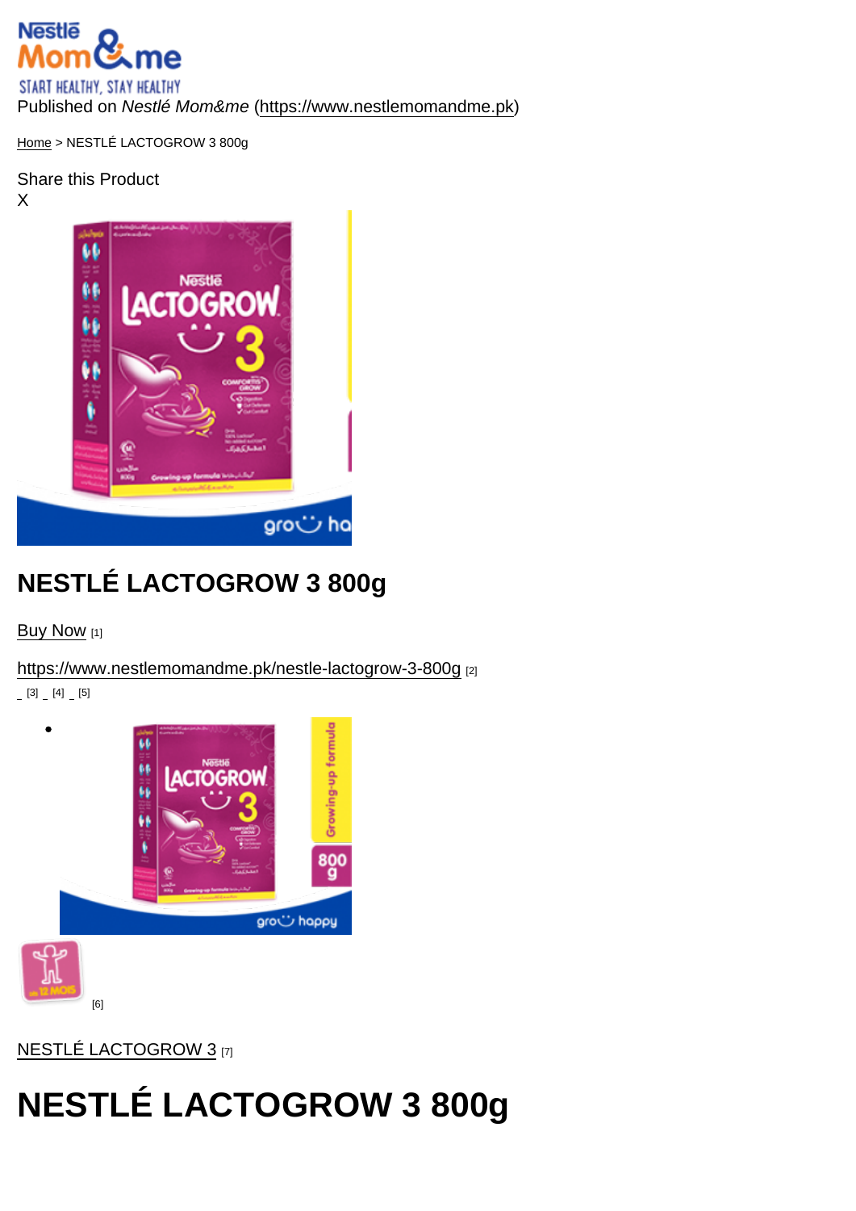Published on *Nestlé Mom&me* (https://www.nestlemomandme.pk)

Home > NESTLÉ LACTOGROW 3 800g

Share this Product

X

# NESTLÉ LACTOGROW 3 800g

Buy Now [1]

https://www.nestlemomandme.pk/nestle-lactogrow-3-800g [2]

[3] [4] [5]

[6]

NESTLÉ LACTOGROW 3 [7]

# NESTLÉ LACTOGROW 3 800g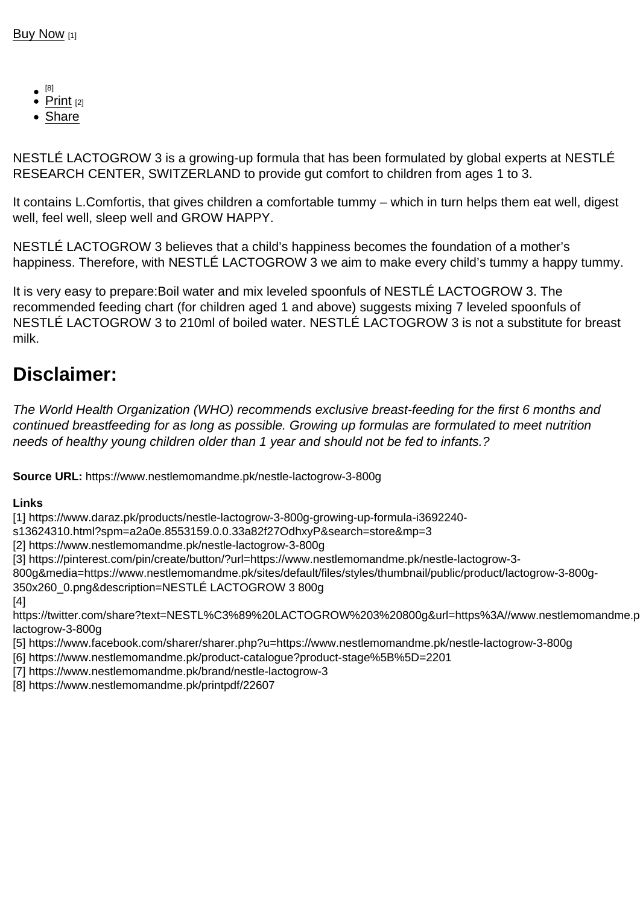Buy Now [1]

- [8]
- Print [2]
- Share

NESTLÉ LACTOGROW 3 is a growing-up formula that has been formulated by global experts at NESTLÉ RESEARCH CENTER, SWITZERLAND to provide gut comfort to children from ages 1 to 3.

It contains L.Comfortis, that gives children a comfortable tummy – which in turn helps them eat well, digest well, feel well, sleep well and GROW HAPPY.

NESTLÉ LACTOGROW 3 believes that a child's happiness becomes the foundation of a mother's happiness. Therefore, with NESTLÉ LACTOGROW 3 we aim to make every child's tummy a happy tummy.

It is very easy to prepare:Boil water and mix leveled spoonfuls of NESTLÉ LACTOGROW 3. The recommended feeding chart (for children aged 1 and above) suggests mixing 7 leveled spoonfuls of NESTLÉ LACTOGROW 3 to 210ml of boiled water. NESTLÉ LACTOGROW 3 is not a substitute for breast milk.

## Disclaimer:

*The World Health Organization (WHO) recommends exclusive breast-feeding for the first 6 months and continued breastfeeding for as long as possible. Growing up formulas are formulated to meet nutrition needs of healthy young children older than 1 year and should not be fed to infants.?*

**Source URL:** https://www.nestlemomandme.pk/nestle-lactogrow-3-800g

**Links**
[1] https://www.daraz.pk/products/nestle-lactogrow-3-800g-growing-up-formula-i3692240-s13624310.html?spm=a2a0e.8553159.0.0.33a82f27OdhxyP&search=store&mp=3
[2] https://www.nestlemomandme.pk/nestle-lactogrow-3-800g
[3] https://pinterest.com/pin/create/button/?url=https://www.nestlemomandme.pk/nestle-lactogrow-3-800g&media=https://www.nestlemomandme.pk/sites/default/files/styles/thumbnail/public/product/lactogrow-3-800g-350x260_0.png&description=NESTLÉ LACTOGROW 3 800g
[4] https://twitter.com/share?text=NESTL%C3%89%20LACTOGROW%203%20800g&url=https%3A//www.nestlemomandme.p lactogrow-3-800g
[5] https://www.facebook.com/sharer/sharer.php?u=https://www.nestlemomandme.pk/nestle-lactogrow-3-800g
[6] https://www.nestlemomandme.pk/product-catalogue?product-stage%5B%5D=2201
[7] https://www.nestlemomandme.pk/brand/nestle-lactogrow-3
[8] https://www.nestlemomandme.pk/printpdf/22607